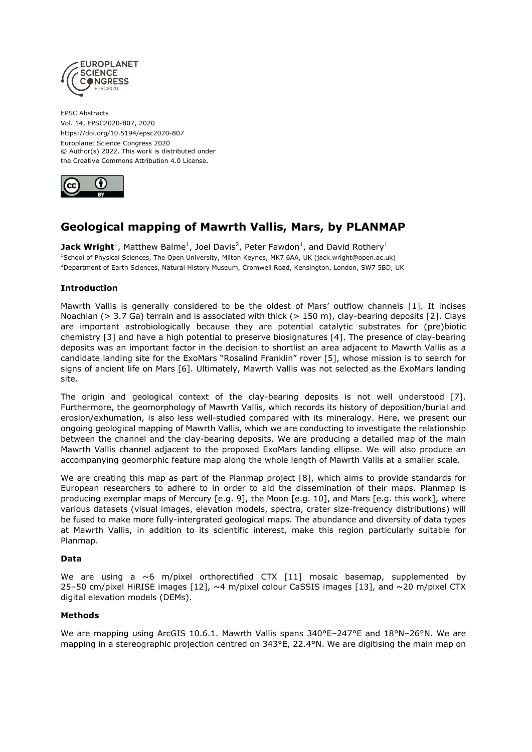EPSC Abstracts
Vol. 14, EPSC2020-807, 2020
https://doi.org/10.5194/epsc2020-807
Europlanet Science Congress 2020
© Author(s) 2022. This work is distributed under
the Creative Commons Attribution 4.0 License.

# Geological mapping of Mawrth Vallis, Mars, by PLANMAP

**Jack Wright**[1], Matthew Balme[1], Joel Davis[2], Peter Fawdon[1], and David Rothery[1]

[1]School of Physical Sciences, The Open University, Milton Keynes, MK7 6AA, UK (jack.wright@open.ac.uk)
[2]Department of Earth Sciences, Natural History Museum, Cromwell Road, Kensington, London, SW7 5BD, UK

### Introduction

Mawrth Vallis is generally considered to be the oldest of Mars' outflow channels [1]. It incises Noachian (> 3.7 Ga) terrain and is associated with thick (> 150 m), clay-bearing deposits [2]. Clays are important astrobiologically because they are potential catalytic substrates for (pre)biotic chemistry [3] and have a high potential to preserve biosignatures [4]. The presence of clay-bearing deposits was an important factor in the decision to shortlist an area adjacent to Mawrth Vallis as a candidate landing site for the ExoMars "Rosalind Franklin" rover [5], whose mission is to search for signs of ancient life on Mars [6]. Ultimately, Mawrth Vallis was not selected as the ExoMars landing site.

The origin and geological context of the clay-bearing deposits is not well understood [7]. Furthermore, the geomorphology of Mawrth Vallis, which records its history of deposition/burial and erosion/exhumation, is also less well-studied compared with its mineralogy. Here, we present our ongoing geological mapping of Mawrth Vallis, which we are conducting to investigate the relationship between the channel and the clay-bearing deposits. We are producing a detailed map of the main Mawrth Vallis channel adjacent to the proposed ExoMars landing ellipse. We will also produce an accompanying geomorphic feature map along the whole length of Mawrth Vallis at a smaller scale.

We are creating this map as part of the Planmap project [8], which aims to provide standards for European researchers to adhere to in order to aid the dissemination of their maps. Planmap is producing exemplar maps of Mercury [e.g. 9], the Moon [e.g. 10], and Mars [e.g. this work], where various datasets (visual images, elevation models, spectra, crater size-frequency distributions) will be fused to make more fully-intergrated geological maps. The abundance and diversity of data types at Mawrth Vallis, in addition to its scientific interest, make this region particularly suitable for Planmap.

### Data

We are using a ~6 m/pixel orthorectified CTX [11] mosaic basemap, supplemented by 25–50 cm/pixel HiRISE images [12], ~4 m/pixel colour CaSSIS images [13], and ~20 m/pixel CTX digital elevation models (DEMs).

### Methods

We are mapping using ArcGIS 10.6.1. Mawrth Vallis spans 340°E–247°E and 18°N–26°N. We are mapping in a stereographic projection centred on 343°E, 22.4°N. We are digitising the main map on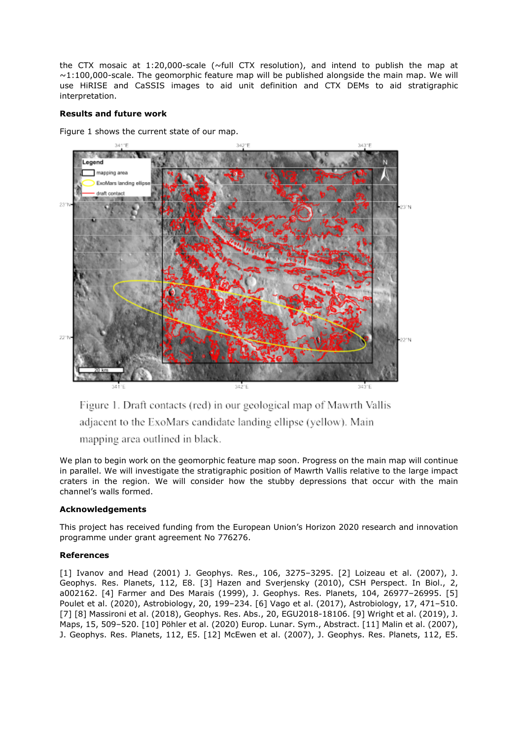the CTX mosaic at 1:20,000-scale (~full CTX resolution), and intend to publish the map at ~1:100,000-scale. The geomorphic feature map will be published alongside the main map. We will use HiRISE and CaSSIS images to aid unit definition and CTX DEMs to aid stratigraphic interpretation.

**Results and future work**

Figure 1 shows the current state of our map.

Figure 1. Draft contacts (red) in our geological map of Mawrth Vallis adjacent to the ExoMars candidate landing ellipse (yellow). Main mapping area outlined in black.

We plan to begin work on the geomorphic feature map soon. Progress on the main map will continue in parallel. We will investigate the stratigraphic position of Mawrth Vallis relative to the large impact craters in the region. We will consider how the stubby depressions that occur with the main channel's walls formed.

**Acknowledgements**

This project has received funding from the European Union's Horizon 2020 research and innovation programme under grant agreement No 776276.

**References**

[1] Ivanov and Head (2001) J. Geophys. Res., 106, 3275–3295. [2] Loizeau et al. (2007), J. Geophys. Res. Planets, 112, E8. [3] Hazen and Sverjensky (2010), CSH Perspect. In Biol., 2, a002162. [4] Farmer and Des Marais (1999), J. Geophys. Res. Planets, 104, 26977–26995. [5] Poulet et al. (2020), Astrobiology, 20, 199–234. [6] Vago et al. (2017), Astrobiology, 17, 471–510. [7] [8] Massironi et al. (2018), Geophys. Res. Abs., 20, EGU2018-18106. [9] Wright et al. (2019), J. Maps, 15, 509–520. [10] Pöhler et al. (2020) Europ. Lunar. Sym., Abstract. [11] Malin et al. (2007), J. Geophys. Res. Planets, 112, E5. [12] McEwen et al. (2007), J. Geophys. Res. Planets, 112, E5.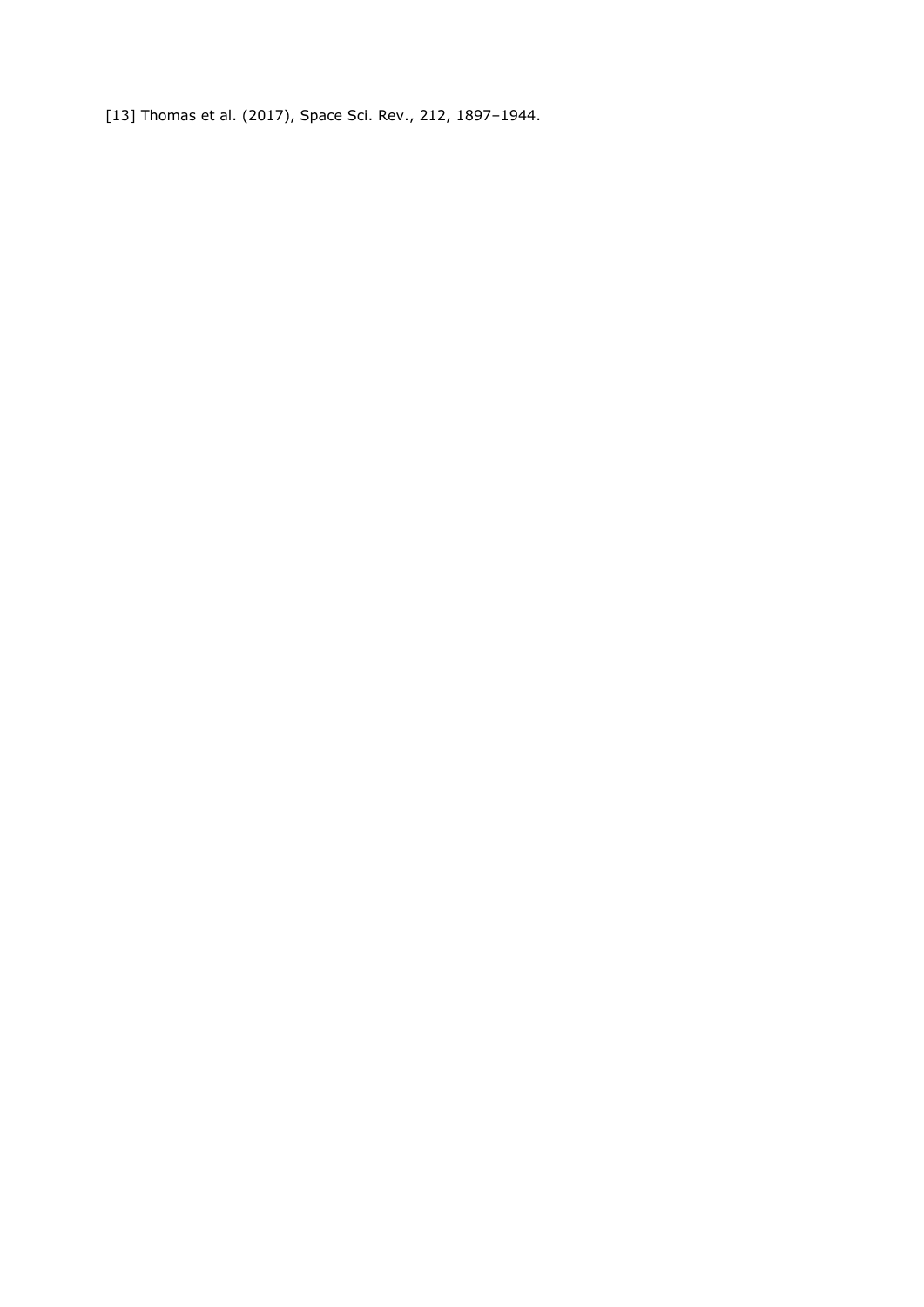[13] Thomas et al. (2017), Space Sci. Rev., 212, 1897–1944.